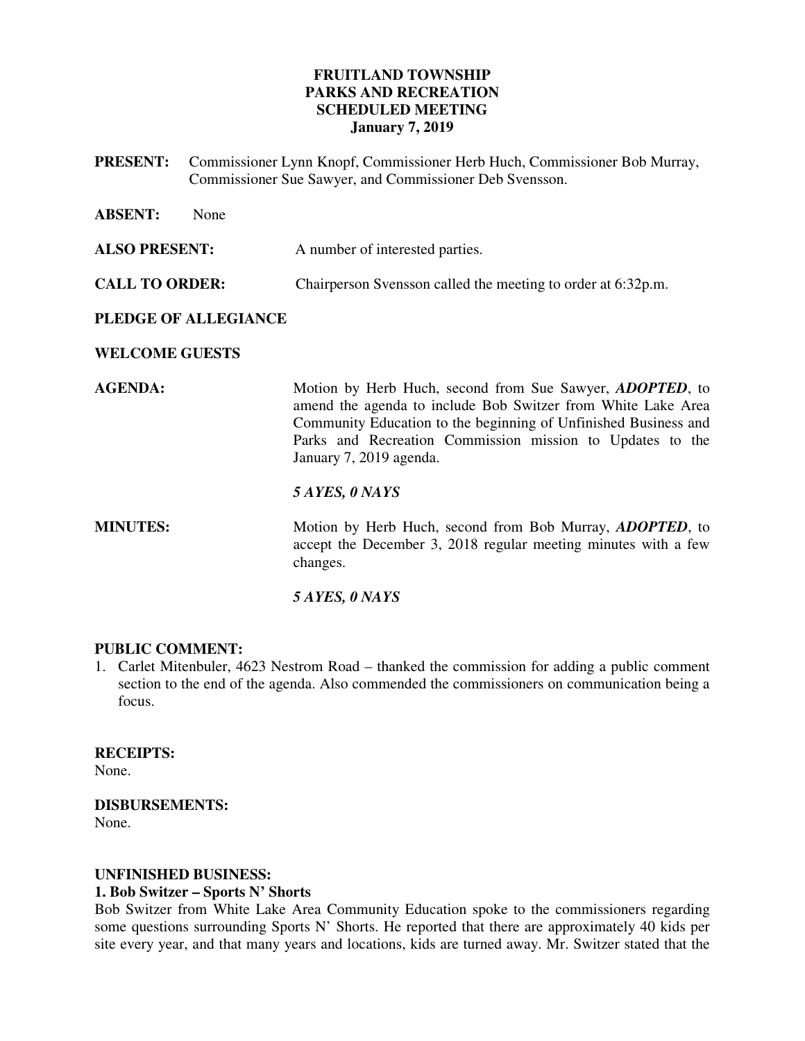# FRUITLAND TOWNSHIP
# PARKS AND RECREATION
# SCHEDULED MEETING
# January 7, 2019

**PRESENT:** Commissioner Lynn Knopf, Commissioner Herb Huch, Commissioner Bob Murray, Commissioner Sue Sawyer, and Commissioner Deb Svensson.

**ABSENT:** None

**ALSO PRESENT:** A number of interested parties.

**CALL TO ORDER:** Chairperson Svensson called the meeting to order at 6:32p.m.

**PLEDGE OF ALLEGIANCE**

**WELCOME GUESTS**

**AGENDA:** Motion by Herb Huch, second from Sue Sawyer, ***ADOPTED***, to amend the agenda to include Bob Switzer from White Lake Area Community Education to the beginning of Unfinished Business and Parks and Recreation Commission mission to Updates to the January 7, 2019 agenda.

***5 AYES, 0 NAYS***

**MINUTES:** Motion by Herb Huch, second from Bob Murray, ***ADOPTED***, to accept the December 3, 2018 regular meeting minutes with a few changes.

***5 AYES, 0 NAYS***

**PUBLIC COMMENT:**

1. Carlet Mitenbuler, 4623 Nestrom Road – thanked the commission for adding a public comment section to the end of the agenda. Also commended the commissioners on communication being a focus.

**RECEIPTS:**
None.

**DISBURSEMENTS:**
None.

**UNFINISHED BUSINESS:**

**1. Bob Switzer – Sports N' Shorts**

Bob Switzer from White Lake Area Community Education spoke to the commissioners regarding some questions surrounding Sports N' Shorts. He reported that there are approximately 40 kids per site every year, and that many years and locations, kids are turned away. Mr. Switzer stated that the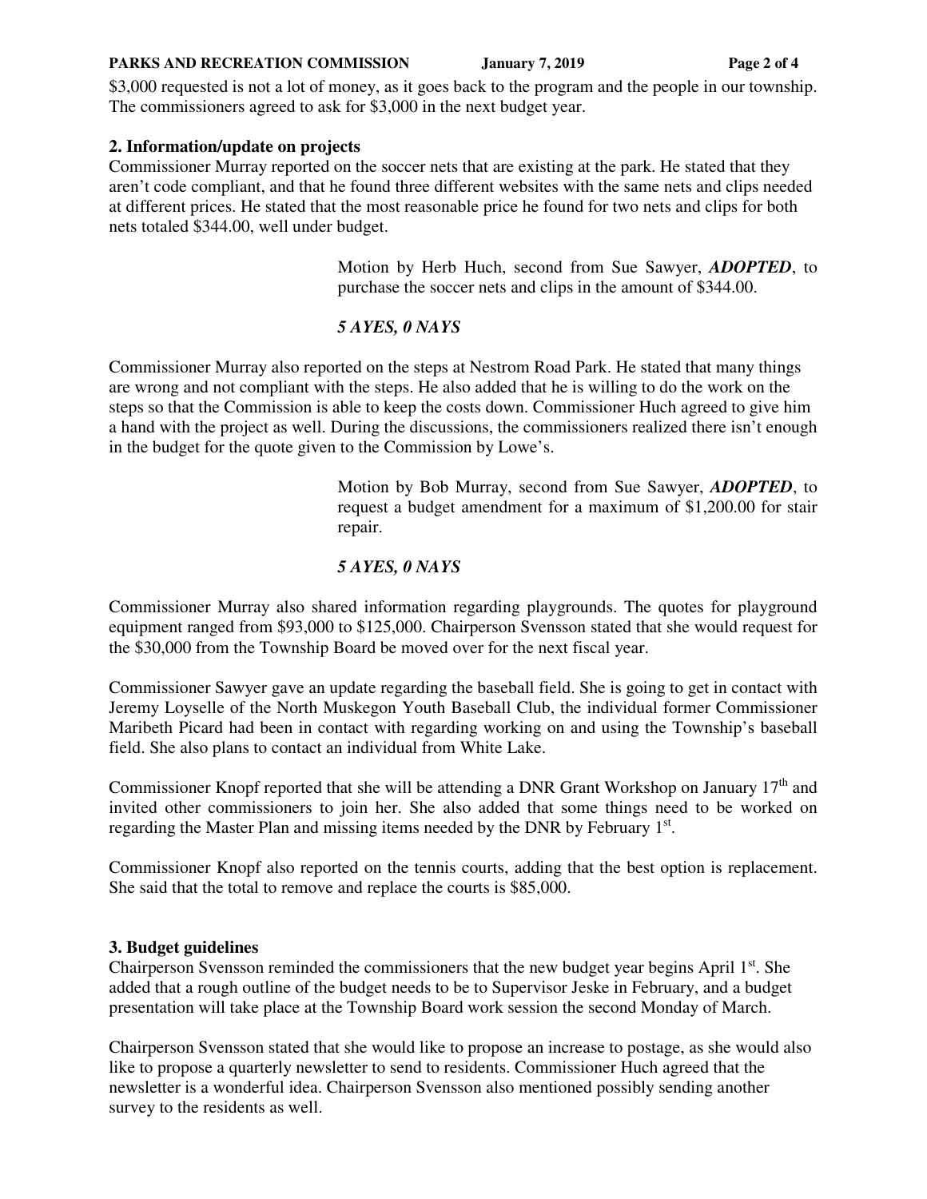$3,000 requested is not a lot of money, as it goes back to the program and the people in our township. The commissioners agreed to ask for $3,000 in the next budget year.

**2. Information/update on projects**

Commissioner Murray reported on the soccer nets that are existing at the park. He stated that they aren't code compliant, and that he found three different websites with the same nets and clips needed at different prices. He stated that the most reasonable price he found for two nets and clips for both nets totaled $344.00, well under budget.

> Motion by Herb Huch, second from Sue Sawyer, ***ADOPTED***, to purchase the soccer nets and clips in the amount of $344.00.
>
> ***5 AYES, 0 NAYS***

Commissioner Murray also reported on the steps at Nestrom Road Park. He stated that many things are wrong and not compliant with the steps. He also added that he is willing to do the work on the steps so that the Commission is able to keep the costs down. Commissioner Huch agreed to give him a hand with the project as well. During the discussions, the commissioners realized there isn't enough in the budget for the quote given to the Commission by Lowe's.

> Motion by Bob Murray, second from Sue Sawyer, ***ADOPTED***, to request a budget amendment for a maximum of $1,200.00 for stair repair.
>
> ***5 AYES, 0 NAYS***

Commissioner Murray also shared information regarding playgrounds. The quotes for playground equipment ranged from $93,000 to $125,000. Chairperson Svensson stated that she would request for the $30,000 from the Township Board be moved over for the next fiscal year.

Commissioner Sawyer gave an update regarding the baseball field. She is going to get in contact with Jeremy Loyselle of the North Muskegon Youth Baseball Club, the individual former Commissioner Maribeth Picard had been in contact with regarding working on and using the Township's baseball field. She also plans to contact an individual from White Lake.

Commissioner Knopf reported that she will be attending a DNR Grant Workshop on January 17th and invited other commissioners to join her. She also added that some things need to be worked on regarding the Master Plan and missing items needed by the DNR by February 1st.

Commissioner Knopf also reported on the tennis courts, adding that the best option is replacement. She said that the total to remove and replace the courts is $85,000.

**3. Budget guidelines**

Chairperson Svensson reminded the commissioners that the new budget year begins April 1st. She added that a rough outline of the budget needs to be to Supervisor Jeske in February, and a budget presentation will take place at the Township Board work session the second Monday of March.

Chairperson Svensson stated that she would like to propose an increase to postage, as she would also like to propose a quarterly newsletter to send to residents. Commissioner Huch agreed that the newsletter is a wonderful idea. Chairperson Svensson also mentioned possibly sending another survey to the residents as well.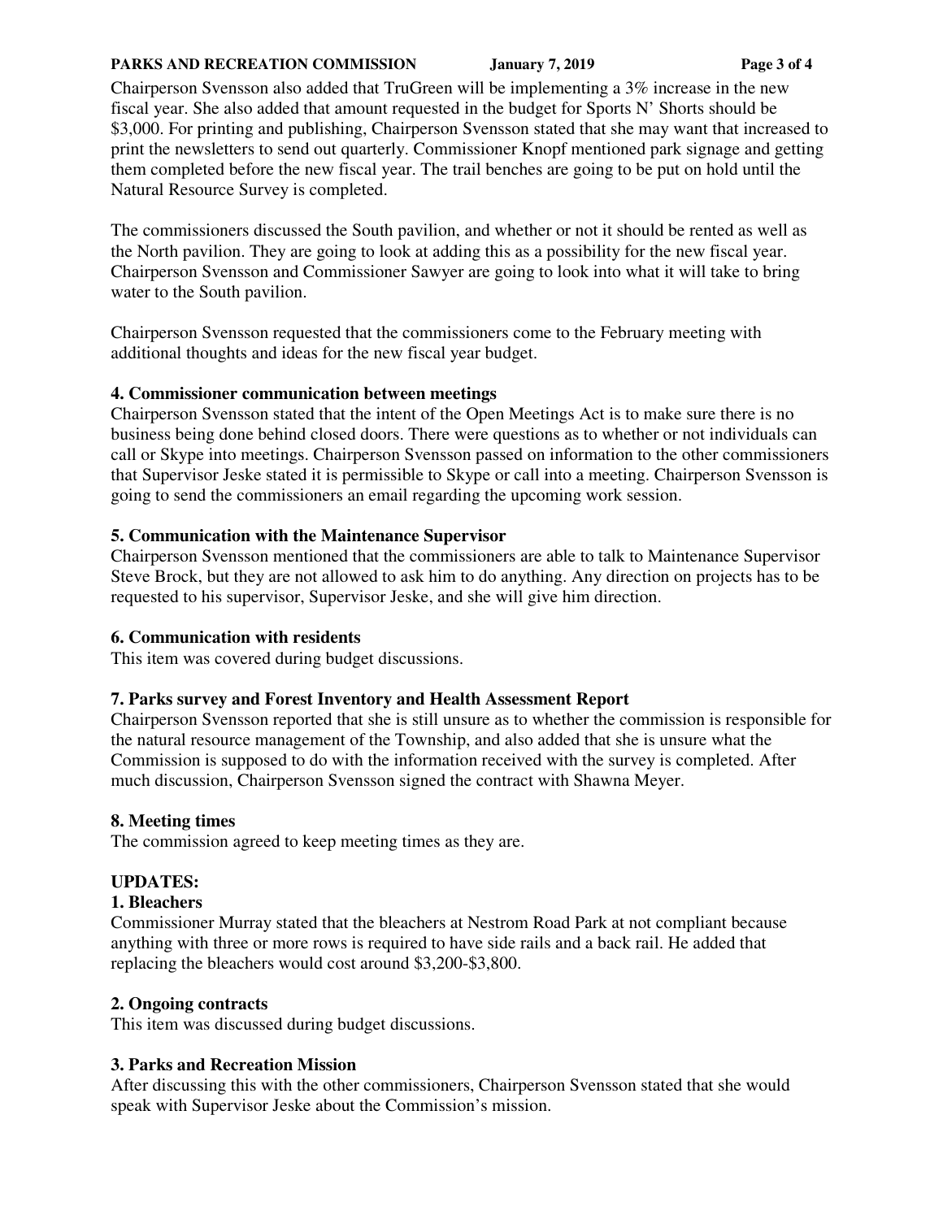Chairperson Svensson also added that TruGreen will be implementing a 3% increase in the new fiscal year. She also added that amount requested in the budget for Sports N' Shorts should be $3,000. For printing and publishing, Chairperson Svensson stated that she may want that increased to print the newsletters to send out quarterly. Commissioner Knopf mentioned park signage and getting them completed before the new fiscal year. The trail benches are going to be put on hold until the Natural Resource Survey is completed.

The commissioners discussed the South pavilion, and whether or not it should be rented as well as the North pavilion. They are going to look at adding this as a possibility for the new fiscal year. Chairperson Svensson and Commissioner Sawyer are going to look into what it will take to bring water to the South pavilion.

Chairperson Svensson requested that the commissioners come to the February meeting with additional thoughts and ideas for the new fiscal year budget.

**4. Commissioner communication between meetings**

Chairperson Svensson stated that the intent of the Open Meetings Act is to make sure there is no business being done behind closed doors. There were questions as to whether or not individuals can call or Skype into meetings. Chairperson Svensson passed on information to the other commissioners that Supervisor Jeske stated it is permissible to Skype or call into a meeting. Chairperson Svensson is going to send the commissioners an email regarding the upcoming work session.

**5. Communication with the Maintenance Supervisor**

Chairperson Svensson mentioned that the commissioners are able to talk to Maintenance Supervisor Steve Brock, but they are not allowed to ask him to do anything. Any direction on projects has to be requested to his supervisor, Supervisor Jeske, and she will give him direction.

**6. Communication with residents**

This item was covered during budget discussions.

**7. Parks survey and Forest Inventory and Health Assessment Report**

Chairperson Svensson reported that she is still unsure as to whether the commission is responsible for the natural resource management of the Township, and also added that she is unsure what the Commission is supposed to do with the information received with the survey is completed. After much discussion, Chairperson Svensson signed the contract with Shawna Meyer.

**8. Meeting times**

The commission agreed to keep meeting times as they are.

**UPDATES:**

**1. Bleachers**

Commissioner Murray stated that the bleachers at Nestrom Road Park at not compliant because anything with three or more rows is required to have side rails and a back rail. He added that replacing the bleachers would cost around $3,200-$3,800.

**2. Ongoing contracts**

This item was discussed during budget discussions.

**3. Parks and Recreation Mission**

After discussing this with the other commissioners, Chairperson Svensson stated that she would speak with Supervisor Jeske about the Commission's mission.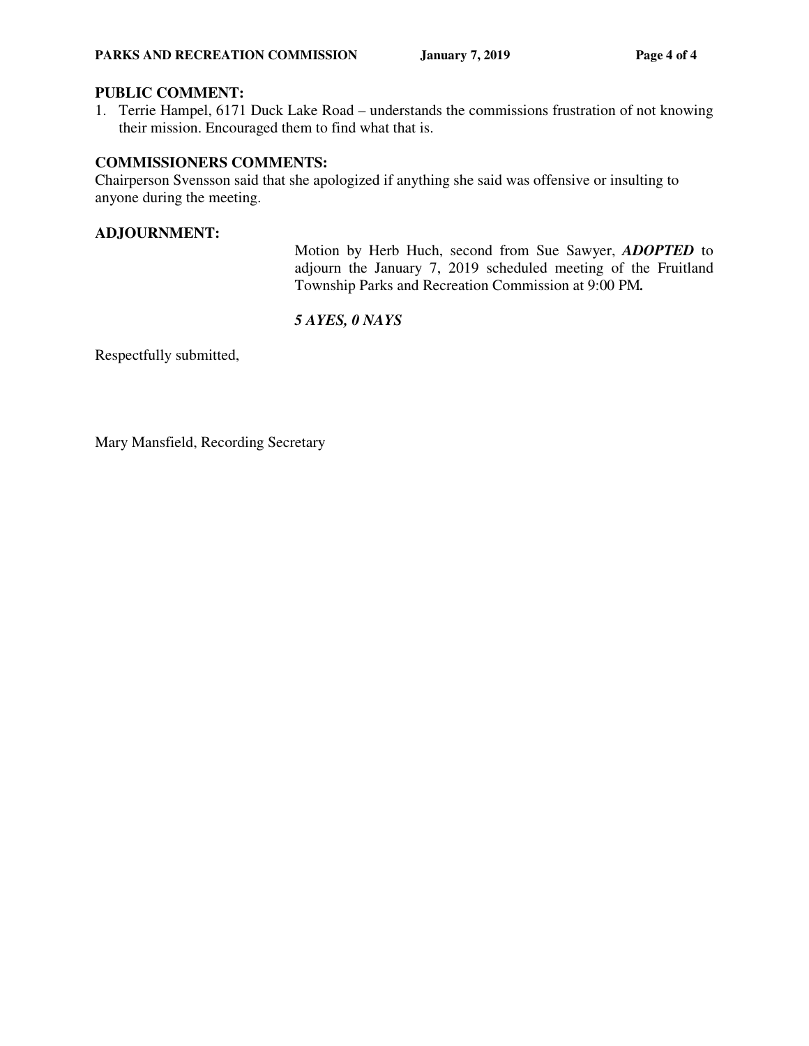**PUBLIC COMMENT:**

1. Terrie Hampel, 6171 Duck Lake Road – understands the commissions frustration of not knowing their mission. Encouraged them to find what that is.

**COMMISSIONERS COMMENTS:**

Chairperson Svensson said that she apologized if anything she said was offensive or insulting to anyone during the meeting.

**ADJOURNMENT:**

Motion by Herb Huch, second from Sue Sawyer, ***ADOPTED*** to adjourn the January 7, 2019 scheduled meeting of the Fruitland Township Parks and Recreation Commission at 9:00 PM**.**

***5 AYES, 0 NAYS***

Respectfully submitted,

Mary Mansfield, Recording Secretary